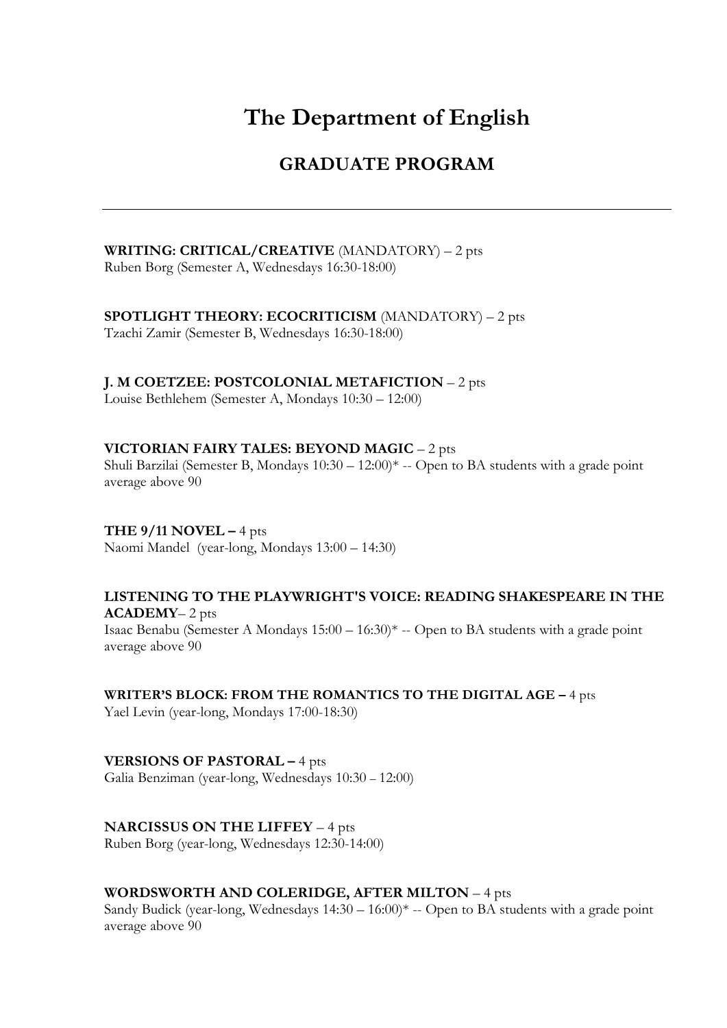# The Department of English

## GRADUATE PROGRAM

---

**WRITING: CRITICAL/CREATIVE** (MANDATORY) – 2 pts
Ruben Borg (Semester A, Wednesdays 16:30-18:00)

**SPOTLIGHT THEORY: ECOCRITICISM** (MANDATORY) – 2 pts
Tzachi Zamir (Semester B, Wednesdays 16:30-18:00)

**J. M COETZEE: POSTCOLONIAL METAFICTION** – 2 pts
Louise Bethlehem (Semester A, Mondays 10:30 – 12:00)

**VICTORIAN FAIRY TALES: BEYOND MAGIC** – 2 pts
Shuli Barzilai (Semester B, Mondays 10:30 – 12:00)* -- Open to BA students with a grade point average above 90

**THE 9/11 NOVEL –** 4 pts
Naomi Mandel (year-long, Mondays 13:00 – 14:30)

**LISTENING TO THE PLAYWRIGHT'S VOICE: READING SHAKESPEARE IN THE ACADEMY**– 2 pts
Isaac Benabu (Semester A Mondays 15:00 – 16:30)* -- Open to BA students with a grade point average above 90

**WRITER'S BLOCK: FROM THE ROMANTICS TO THE DIGITAL AGE –** 4 pts
Yael Levin (year-long, Mondays 17:00-18:30)

**VERSIONS OF PASTORAL –** 4 pts
Galia Benziman (year-long, Wednesdays 10:30 – 12:00)

**NARCISSUS ON THE LIFFEY** – 4 pts
Ruben Borg (year-long, Wednesdays 12:30-14:00)

**WORDSWORTH AND COLERIDGE, AFTER MILTON** – 4 pts
Sandy Budick (year-long, Wednesdays 14:30 – 16:00)* -- Open to BA students with a grade point average above 90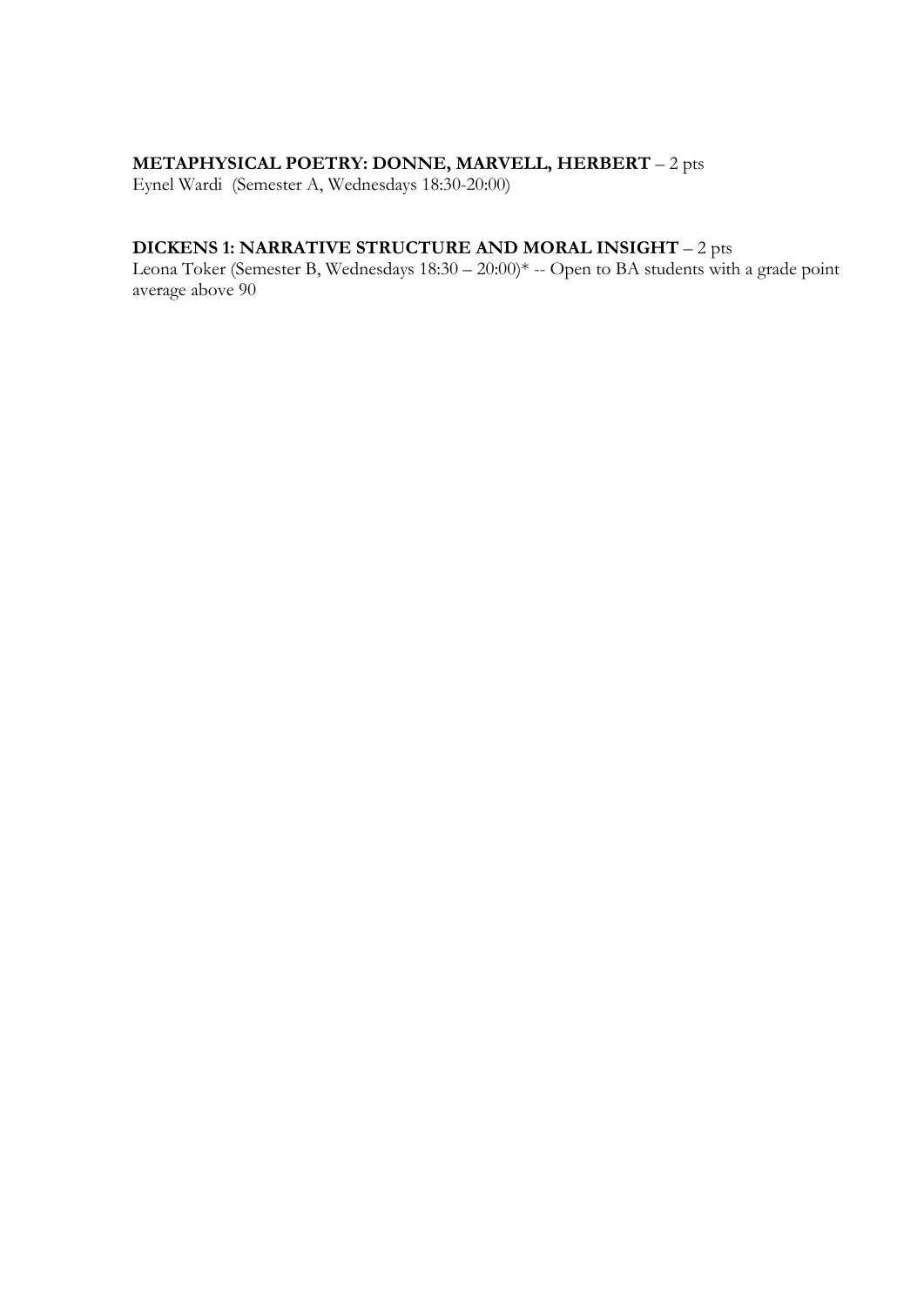**METAPHYSICAL POETRY: DONNE, MARVELL, HERBERT** – 2 pts
Eynel Wardi (Semester A, Wednesdays 18:30-20:00)

**DICKENS 1: NARRATIVE STRUCTURE AND MORAL INSIGHT** – 2 pts
Leona Toker (Semester B, Wednesdays 18:30 – 20:00)* -- Open to BA students with a grade point average above 90